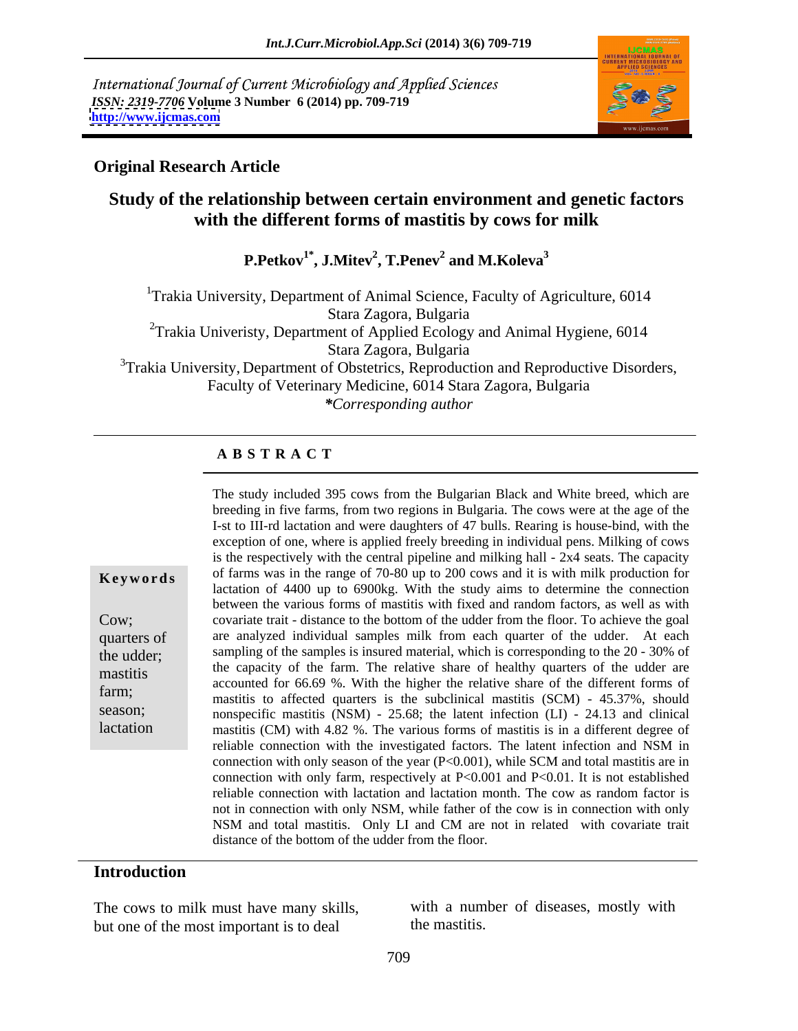International Journal of Current Microbiology and Applied Sciences
ISSN: 2319-7706 Volume 3 Number 6 (2014) pp. 709-719
http://www.ijcmas.com

**Original Research Article**

# Study of the relationship between certain environment and genetic factors with the different forms of mastitis by cows for milk

**P.Petkov[1*], J.Mitev[2], T.Penev[2] and M.Koleva[3]**

[1]Trakia University, Department of Animal Science, Faculty of Agriculture, 6014 Stara Zagora, Bulgaria
[2]Trakia Univeristy, Department of Applied Ecology and Animal Hygiene, 6014 Stara Zagora, Bulgaria
[3]Trakia University, Department of Obstetrics, Reproduction and Reproductive Disorders, Faculty of Veterinary Medicine, 6014 Stara Zagora, Bulgaria
*\*Corresponding author*

## A B S T R A C T

**Keywords**

Cow; quarters of the udder; mastitis farm; season; lactation

The study included 395 cows from the Bulgarian Black and White breed, which are breeding in five farms, from two regions in Bulgaria. The cows were at the age of the I-st to III-rd lactation and were daughters of 47 bulls. Rearing is house-bind, with the exception of one, where is applied freely breeding in individual pens. Milking of cows is the respectively with the central pipeline and milking hall - 2x4 seats. The capacity of farms was in the range of 70-80 up to 200 cows and it is with milk production for lactation of 4400 up to 6900kg. With the study aims to determine the connection between the various forms of mastitis with fixed and random factors, as well as with covariate trait - distance to the bottom of the udder from the floor. To achieve the goal are analyzed individual samples milk from each quarter of the udder. At each sampling of the samples is insured material, which is corresponding to the 20 - 30% of the capacity of the farm. The relative share of healthy quarters of the udder are accounted for 66.69 %. With the higher the relative share of the different forms of mastitis to affected quarters is the subclinical mastitis (SCM) - 45.37%, should nonspecific mastitis (NSM) - 25.68; the latent infection (LI) - 24.13 and clinical mastitis (CM) with 4.82 %. The various forms of mastitis is in a different degree of reliable connection with the investigated factors. The latent infection and NSM in connection with only season of the year ($P<0.001$), while SCM and total mastitis are in connection with only farm, respectively at $P<0.001$ and $P<0.01$. It is not established reliable connection with lactation and lactation month. The cow as random factor is not in connection with only NSM, while father of the cow is in connection with only NSM and total mastitis. Only LI and CM are not in related with covariate trait distance of the bottom of the udder from the floor.

## Introduction

The cows to milk must have many skills, but one of the most important is to deal with a number of diseases, mostly with the mastitis.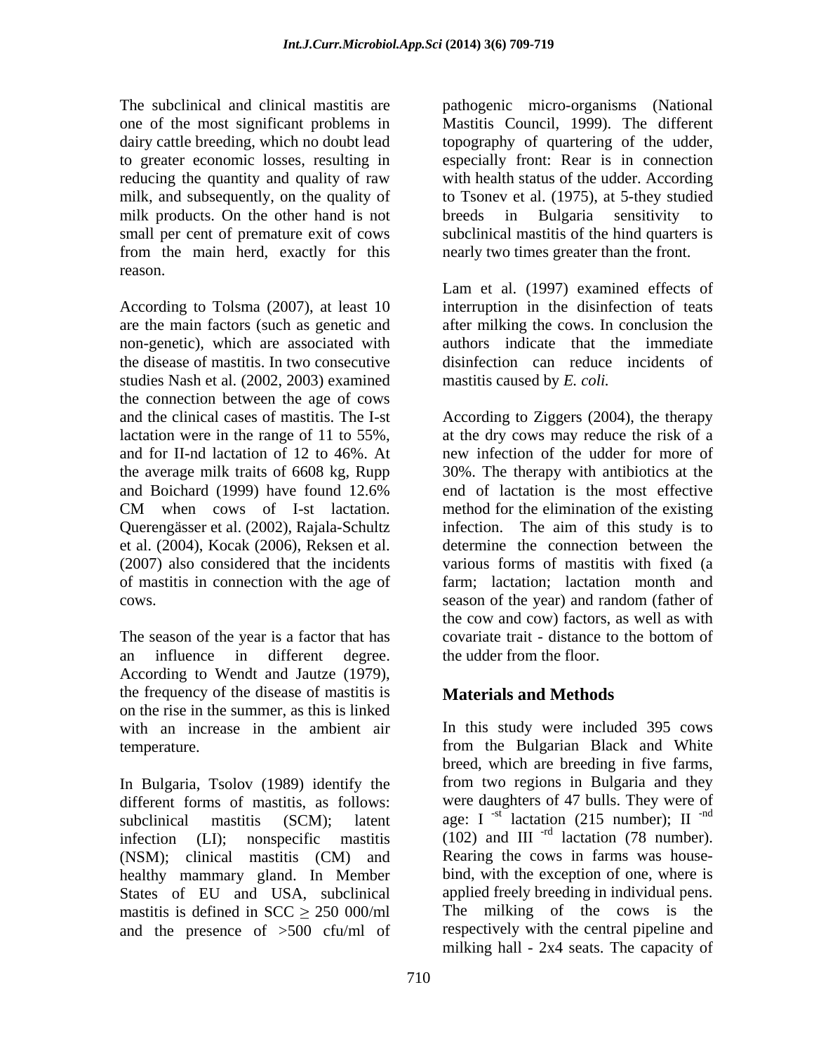The subclinical and clinical mastitis are one of the most significant problems in dairy cattle breeding, which no doubt lead to greater economic losses, resulting in reducing the quantity and quality of raw milk, and subsequently, on the quality of milk products. On the other hand is not small per cent of premature exit of cows from the main herd, exactly for this reason.

According to Tolsma (2007), at least 10 are the main factors (such as genetic and non-genetic), which are associated with the disease of mastitis. In two consecutive studies Nash et al. (2002, 2003) examined the connection between the age of cows and the clinical cases of mastitis. The I-st lactation were in the range of 11 to 55%, and for II-nd lactation of 12 to 46%. At the average milk traits of 6608 kg, Rupp and Boichard (1999) have found 12.6% CM when cows of I-st lactation. Querengässer et al. (2002), Rajala-Schultz et al. (2004), Kocak (2006), Reksen et al. (2007) also considered that the incidents of mastitis in connection with the age of cows.

The season of the year is a factor that has an influence in different degree. According to Wendt and Jautze (1979), the frequency of the disease of mastitis is on the rise in the summer, as this is linked with an increase in the ambient air temperature.

In Bulgaria, Tsolov (1989) identify the different forms of mastitis, as follows: subclinical mastitis (SCM); latent infection (LI); nonspecific mastitis (NSM); clinical mastitis (CM) and healthy mammary gland. In Member States of EU and USA, subclinical mastitis is defined in SCC $\geq$ 250 000/ml and the presence of >500 cfu/ml of pathogenic micro-organisms (National Mastitis Council, 1999). The different topography of quartering of the udder, especially front: Rear is in connection with health status of the udder. According to Tsonev et al. (1975), at 5-they studied breeds in Bulgaria sensitivity to subclinical mastitis of the hind quarters is nearly two times greater than the front.

Lam et al. (1997) examined effects of interruption in the disinfection of teats after milking the cows. In conclusion the authors indicate that the immediate disinfection can reduce incidents of mastitis caused by *E. coli.*

According to Ziggers (2004), the therapy at the dry cows may reduce the risk of a new infection of the udder for more of 30%. The therapy with antibiotics at the end of lactation is the most effective method for the elimination of the existing infection. The aim of this study is to determine the connection between the various forms of mastitis with fixed (a farm; lactation; lactation month and season of the year) and random (father of the cow and cow) factors, as well as with covariate trait - distance to the bottom of the udder from the floor.

## Materials and Methods

In this study were included 395 cows from the Bulgarian Black and White breed, which are breeding in five farms, from two regions in Bulgaria and they were daughters of 47 bulls. They were of age: I $^{-st}$ lactation (215 number); II $^{-nd}$ (102) and III $^{-rd}$ lactation (78 number). Rearing the cows in farms was house-bind, with the exception of one, where is applied freely breeding in individual pens. The milking of the cows is the respectively with the central pipeline and milking hall - 2x4 seats. The capacity of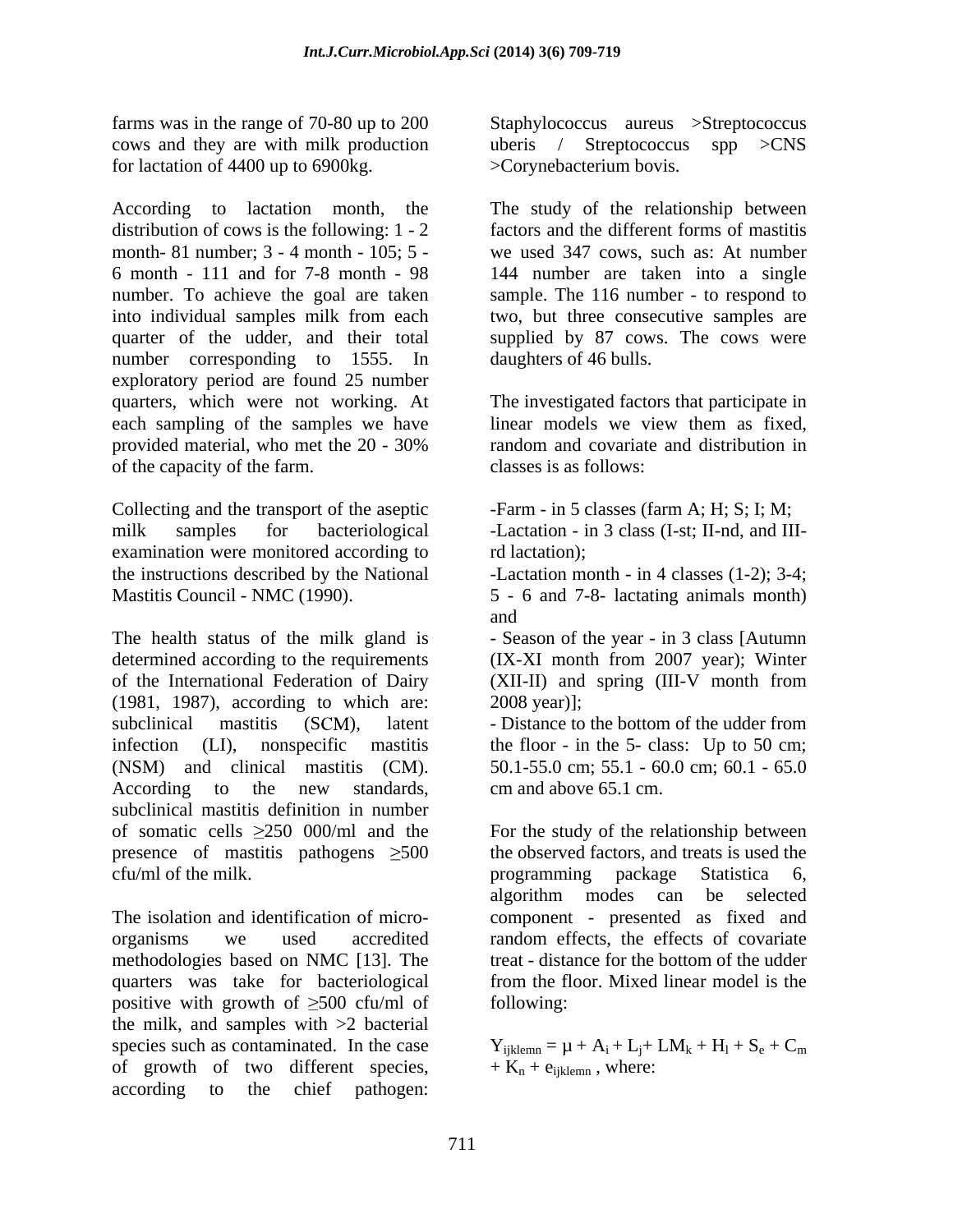farms was in the range of 70-80 up to 200 cows and they are with milk production for lactation of 4400 up to 6900kg.

According to lactation month, the distribution of cows is the following: 1 - 2 month- 81 number; 3 - 4 month - 105; 5 - 6 month - 111 and for 7-8 month - 98 number. To achieve the goal are taken into individual samples milk from each quarter of the udder, and their total number corresponding to 1555. In exploratory period are found 25 number quarters, which were not working. At each sampling of the samples we have provided material, who met the 20 - 30% of the capacity of the farm.

Collecting and the transport of the aseptic milk samples for bacteriological examination were monitored according to the instructions described by the National Mastitis Council - NMC (1990).

The health status of the milk gland is determined according to the requirements of the International Federation of Dairy (1981, 1987), according to which are: subclinical mastitis (SCM), latent infection (LI), nonspecific mastitis (NSM) and clinical mastitis (CM). According to the new standards, subclinical mastitis definition in number of somatic cells ≥250 000/ml and the presence of mastitis pathogens ≥500 cfu/ml of the milk.

The isolation and identification of micro-organisms we used accredited methodologies based on NMC [13]. The quarters was take for bacteriological positive with growth of ≥500 cfu/ml of the milk, and samples with >2 bacterial species such as contaminated. In the case of growth of two different species, according to the chief pathogen: Staphylococcus aureus >Streptococcus uberis / Streptococcus spp >CNS >Corynebacterium bovis.

The study of the relationship between factors and the different forms of mastitis we used 347 cows, such as: At number 144 number are taken into a single sample. The 116 number - to respond to two, but three consecutive samples are supplied by 87 cows. The cows were daughters of 46 bulls.

The investigated factors that participate in linear models we view them as fixed, random and covariate and distribution in classes is as follows:

-Farm - in 5 classes (farm A; H; S; I; M;
-Lactation - in 3 class (I-st; II-nd, and III-rd lactation);
-Lactation month - in 4 classes (1-2); 3-4; 5 - 6 and 7-8- lactating animals month) and
- Season of the year - in 3 class [Autumn (IX-XI month from 2007 year); Winter (XII-II) and spring (III-V month from 2008 year)];
- Distance to the bottom of the udder from the floor - in the 5- class: Up to 50 cm; 50.1-55.0 cm; 55.1 - 60.0 cm; 60.1 - 65.0 cm and above 65.1 cm.

For the study of the relationship between the observed factors, and treats is used the programming package Statistica 6, algorithm modes can be selected component - presented as fixed and random effects, the effects of covariate treat - distance for the bottom of the udder from the floor. Mixed linear model is the following:

$$Y_{ijklemn} = \mu + A_i + L_j + LM_k + H_l + S_e + C_m + K_n + e_{ijklemn}$$, where: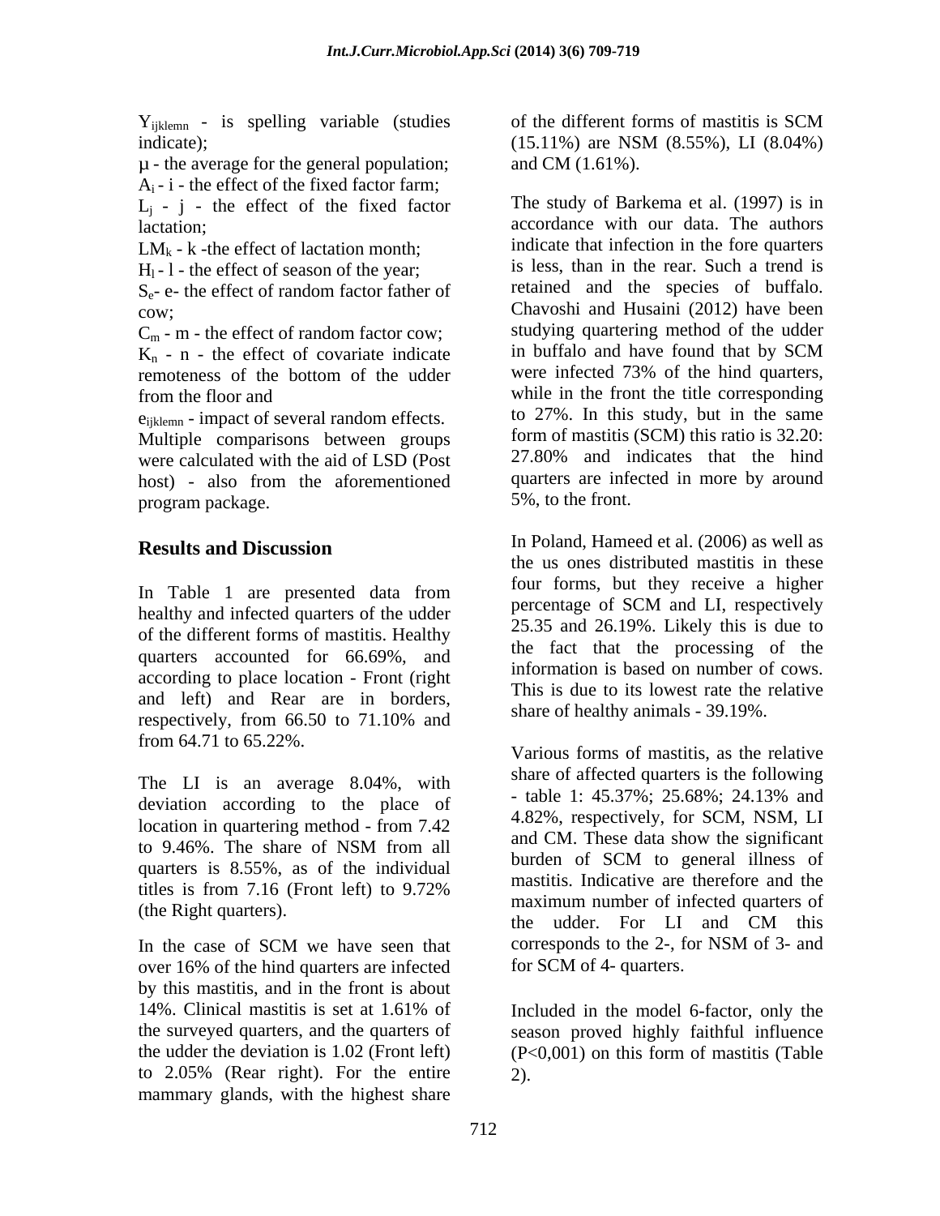$Y_{ijklemn}$ - is spelling variable (studies indicate);

μ - the average for the general population;

$A_i$ - i - the effect of the fixed factor farm;

$L_j$ - j - the effect of the fixed factor lactation;

$LM_k$ - k -the effect of lactation month;

$H_l$ - l - the effect of season of the year;

$S_e$- e- the effect of random factor father of cow;

$C_m$ - m - the effect of random factor cow;

$K_n$ - n - the effect of covariate indicate remoteness of the bottom of the udder from the floor and

$e_{ijklemn}$ - impact of several random effects.

Multiple comparisons between groups were calculated with the aid of LSD (Post host) - also from the aforementioned program package.

## Results and Discussion

In Table 1 are presented data from healthy and infected quarters of the udder of the different forms of mastitis. Healthy quarters accounted for 66.69%, and according to place location - Front (right and left) and Rear are in borders, respectively, from 66.50 to 71.10% and from 64.71 to 65.22%.

The LI is an average 8.04%, with deviation according to the place of location in quartering method - from 7.42 to 9.46%. The share of NSM from all quarters is 8.55%, as of the individual titles is from 7.16 (Front left) to 9.72% (the Right quarters).

In the case of SCM we have seen that over 16% of the hind quarters are infected by this mastitis, and in the front is about 14%. Clinical mastitis is set at 1.61% of the surveyed quarters, and the quarters of the udder the deviation is 1.02 (Front left) to 2.05% (Rear right). For the entire mammary glands, with the highest share of the different forms of mastitis is SCM (15.11%) are NSM (8.55%), LI (8.04%) and CM (1.61%).

The study of Barkema et al. (1997) is in accordance with our data. The authors indicate that infection in the fore quarters is less, than in the rear. Such a trend is retained and the species of buffalo. Chavoshi and Husaini (2012) have been studying quartering method of the udder in buffalo and have found that by SCM were infected 73% of the hind quarters, while in the front the title corresponding to 27%. In this study, but in the same form of mastitis (SCM) this ratio is 32.20: 27.80% and indicates that the hind quarters are infected in more by around 5%, to the front.

In Poland, Hameed et al. (2006) as well as the us ones distributed mastitis in these four forms, but they receive a higher percentage of SCM and LI, respectively 25.35 and 26.19%. Likely this is due to the fact that the processing of the information is based on number of cows. This is due to its lowest rate the relative share of healthy animals - 39.19%.

Various forms of mastitis, as the relative share of affected quarters is the following - table 1: 45.37%; 25.68%; 24.13% and 4.82%, respectively, for SCM, NSM, LI and CM. These data show the significant burden of SCM to general illness of mastitis. Indicative are therefore and the maximum number of infected quarters of the udder. For LI and CM this corresponds to the 2-, for NSM of 3- and for SCM of 4- quarters.

Included in the model 6-factor, only the season proved highly faithful influence ($P<0,001$) on this form of mastitis (Table 2).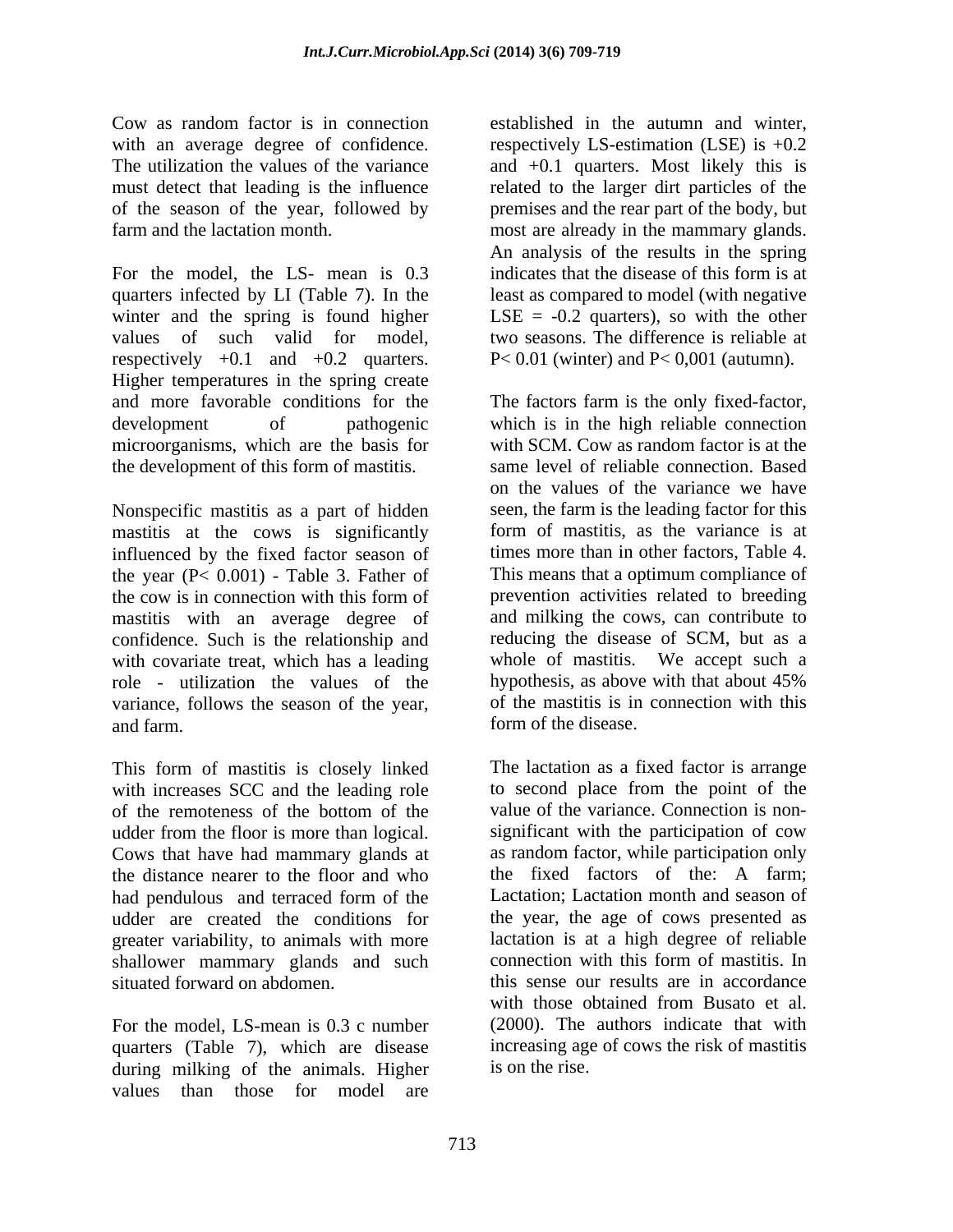Cow as random factor is in connection with an average degree of confidence. The utilization the values of the variance must detect that leading is the influence of the season of the year, followed by farm and the lactation month.

For the model, the LS- mean is 0.3 quarters infected by LI (Table 7). In the winter and the spring is found higher values of such valid for model, respectively +0.1 and +0.2 quarters. Higher temperatures in the spring create and more favorable conditions for the development of pathogenic microorganisms, which are the basis for the development of this form of mastitis.

Nonspecific mastitis as a part of hidden mastitis at the cows is significantly influenced by the fixed factor season of the year ($P< 0.001$) - Table 3. Father of the cow is in connection with this form of mastitis with an average degree of confidence. Such is the relationship and with covariate treat, which has a leading role - utilization the values of the variance, follows the season of the year, and farm.

This form of mastitis is closely linked with increases SCC and the leading role of the remoteness of the bottom of the udder from the floor is more than logical. Cows that have had mammary glands at the distance nearer to the floor and who had pendulous and terraced form of the udder are created the conditions for greater variability, to animals with more shallower mammary glands and such situated forward on abdomen.

For the model, LS-mean is 0.3 c number quarters (Table 7), which are disease during milking of the animals. Higher values than those for model are established in the autumn and winter, respectively LS-estimation (LSE) is +0.2 and +0.1 quarters. Most likely this is related to the larger dirt particles of the premises and the rear part of the body, but most are already in the mammary glands. An analysis of the results in the spring indicates that the disease of this form is at least as compared to model (with negative LSE = -0.2 quarters), so with the other two seasons. The difference is reliable at $P< 0.01$ (winter) and $P< 0,001$ (autumn).

The factors farm is the only fixed-factor, which is in the high reliable connection with SCM. Cow as random factor is at the same level of reliable connection. Based on the values of the variance we have seen, the farm is the leading factor for this form of mastitis, as the variance is at times more than in other factors, Table 4. This means that a optimum compliance of prevention activities related to breeding and milking the cows, can contribute to reducing the disease of SCM, but as a whole of mastitis. We accept such a hypothesis, as above with that about 45% of the mastitis is in connection with this form of the disease.

The lactation as a fixed factor is arrange to second place from the point of the value of the variance. Connection is non-significant with the participation of cow as random factor, while participation only the fixed factors of the: A farm; Lactation; Lactation month and season of the year, the age of cows presented as lactation is at a high degree of reliable connection with this form of mastitis. In this sense our results are in accordance with those obtained from Busato et al. (2000). The authors indicate that with increasing age of cows the risk of mastitis is on the rise.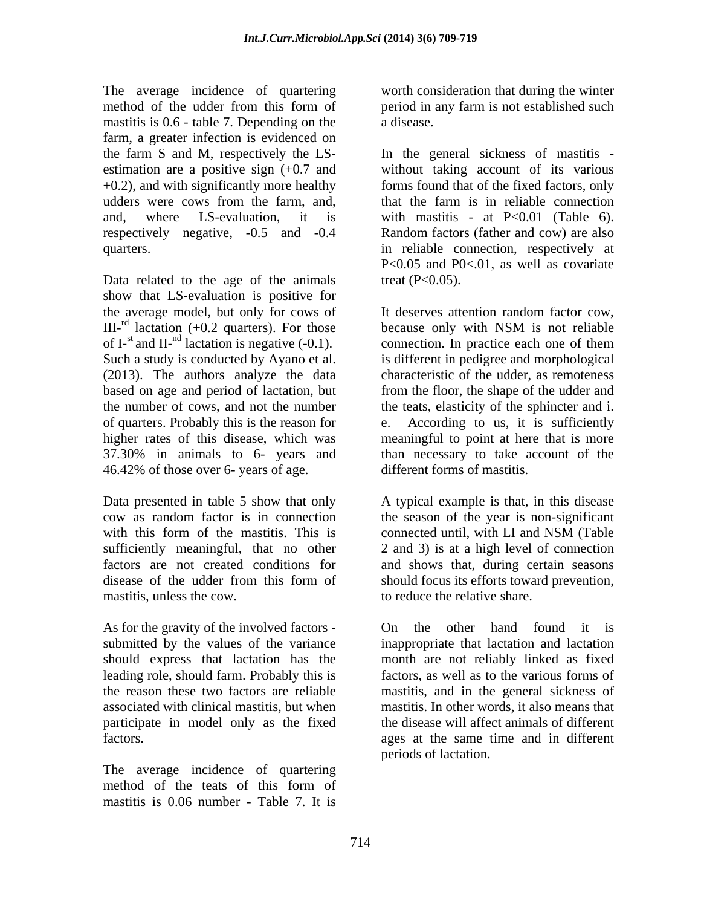The average incidence of quartering method of the udder from this form of mastitis is 0.6 - table 7. Depending on the farm, a greater infection is evidenced on the farm S and M, respectively the LS-estimation are a positive sign (+0.7 and +0.2), and with significantly more healthy udders were cows from the farm, and, and, where LS-evaluation, it is respectively negative, -0.5 and -0.4 quarters.

Data related to the age of the animals show that LS-evaluation is positive for the average model, but only for cows of III-$^{rd}$ lactation (+0.2 quarters). For those of I-$^{st}$ and II-$^{nd}$ lactation is negative (-0.1). Such a study is conducted by Ayano et al. (2013). The authors analyze the data based on age and period of lactation, but the number of cows, and not the number of quarters. Probably this is the reason for higher rates of this disease, which was 37.30% in animals to 6- years and 46.42% of those over 6- years of age.

Data presented in table 5 show that only cow as random factor is in connection with this form of the mastitis. This is sufficiently meaningful, that no other factors are not created conditions for disease of the udder from this form of mastitis, unless the cow.

As for the gravity of the involved factors - submitted by the values of the variance should express that lactation has the leading role, should farm. Probably this is the reason these two factors are reliable associated with clinical mastitis, but when participate in model only as the fixed factors.

The average incidence of quartering method of the teats of this form of mastitis is 0.06 number - Table 7. It is worth consideration that during the winter period in any farm is not established such a disease.

In the general sickness of mastitis - without taking account of its various forms found that of the fixed factors, only that the farm is in reliable connection with mastitis - at $P<0.01$ (Table 6). Random factors (father and cow) are also in reliable connection, respectively at $P<0.05$ and P0<.01, as well as covariate treat ($P<0.05$).

It deserves attention random factor cow, because only with NSM is not reliable connection. In practice each one of them is different in pedigree and morphological characteristic of the udder, as remoteness from the floor, the shape of the udder and the teats, elasticity of the sphincter and i. e. According to us, it is sufficiently meaningful to point at here that is more than necessary to take account of the different forms of mastitis.

A typical example is that, in this disease the season of the year is non-significant connected until, with LI and NSM (Table 2 and 3) is at a high level of connection and shows that, during certain seasons should focus its efforts toward prevention, to reduce the relative share.

On the other hand found it is inappropriate that lactation and lactation month are not reliably linked as fixed factors, as well as to the various forms of mastitis, and in the general sickness of mastitis. In other words, it also means that the disease will affect animals of different ages at the same time and in different periods of lactation.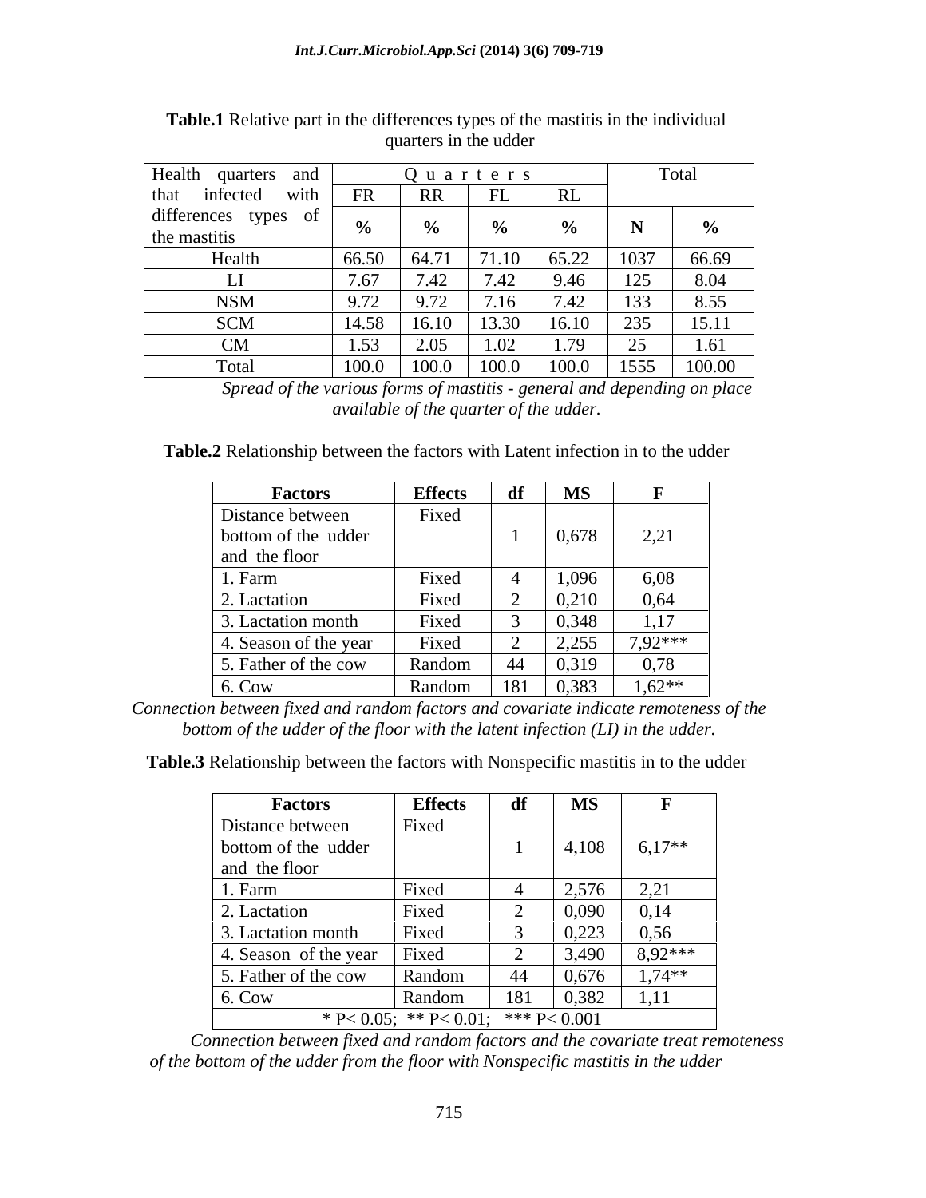**Table.1** Relative part in the differences types of the mastitis in the individual quarters in the udder

| Health quarters and that infected with differences types of the mastitis | Quarters | | | | Total | |
|---|---|---|---|---|---|---|
| | FR | RR | FL | RL | | |
| | **%** | **%** | **%** | **%** | **N** | **%** |
| Health | 66.50 | 64.71 | 71.10 | 65.22 | 1037 | 66.69 |
| LI | 7.67 | 7.42 | 7.42 | 9.46 | 125 | 8.04 |
| NSM | 9.72 | 9.72 | 7.16 | 7.42 | 133 | 8.55 |
| SCM | 14.58 | 16.10 | 13.30 | 16.10 | 235 | 15.11 |
| CM | 1.53 | 2.05 | 1.02 | 1.79 | 25 | 1.61 |
| Total | 100.0 | 100.0 | 100.0 | 100.0 | 1555 | 100.00 |

*Spread of the various forms of mastitis - general and depending on place available of the quarter of the udder.*

**Table.2** Relationship between the factors with Latent infection in to the udder

| Factors | Effects | df | MS | F |
|---|---|---|---|---|
| Distance between bottom of the udder and the floor | Fixed | 1 | 0,678 | 2,21 |
| 1. Farm | Fixed | 4 | 1,096 | 6,08 |
| 2. Lactation | Fixed | 2 | 0,210 | 0,64 |
| 3. Lactation month | Fixed | 3 | 0,348 | 1,17 |
| 4. Season of the year | Fixed | 2 | 2,255 | 7,92*** |
| 5. Father of the cow | Random | 44 | 0,319 | 0,78 |
| 6. Cow | Random | 181 | 0,383 | 1,62** |

*Connection between fixed and random factors and covariate indicate remoteness of the bottom of the udder of the floor with the latent infection (LI) in the udder.*

**Table.3** Relationship between the factors with Nonspecific mastitis in to the udder

| Factors | Effects | df | MS | F |
|---|---|---|---|---|
| Distance between bottom of the udder and the floor | Fixed | 1 | 4,108 | 6,17** |
| 1. Farm | Fixed | 4 | 2,576 | 2,21 |
| 2. Lactation | Fixed | 2 | 0,090 | 0,14 |
| 3. Lactation month | Fixed | 3 | 0,223 | 0,56 |
| 4. Season of the year | Fixed | 2 | 3,490 | 8,92*** |
| 5. Father of the cow | Random | 44 | 0,676 | 1,74** |
| 6. Cow | Random | 181 | 0,382 | 1,11 |

\* $P< 0.05$; ** $P< 0.01$; *** $P< 0.001$

*Connection between fixed and random factors and the covariate treat remoteness of the bottom of the udder from the floor with Nonspecific mastitis in the udder*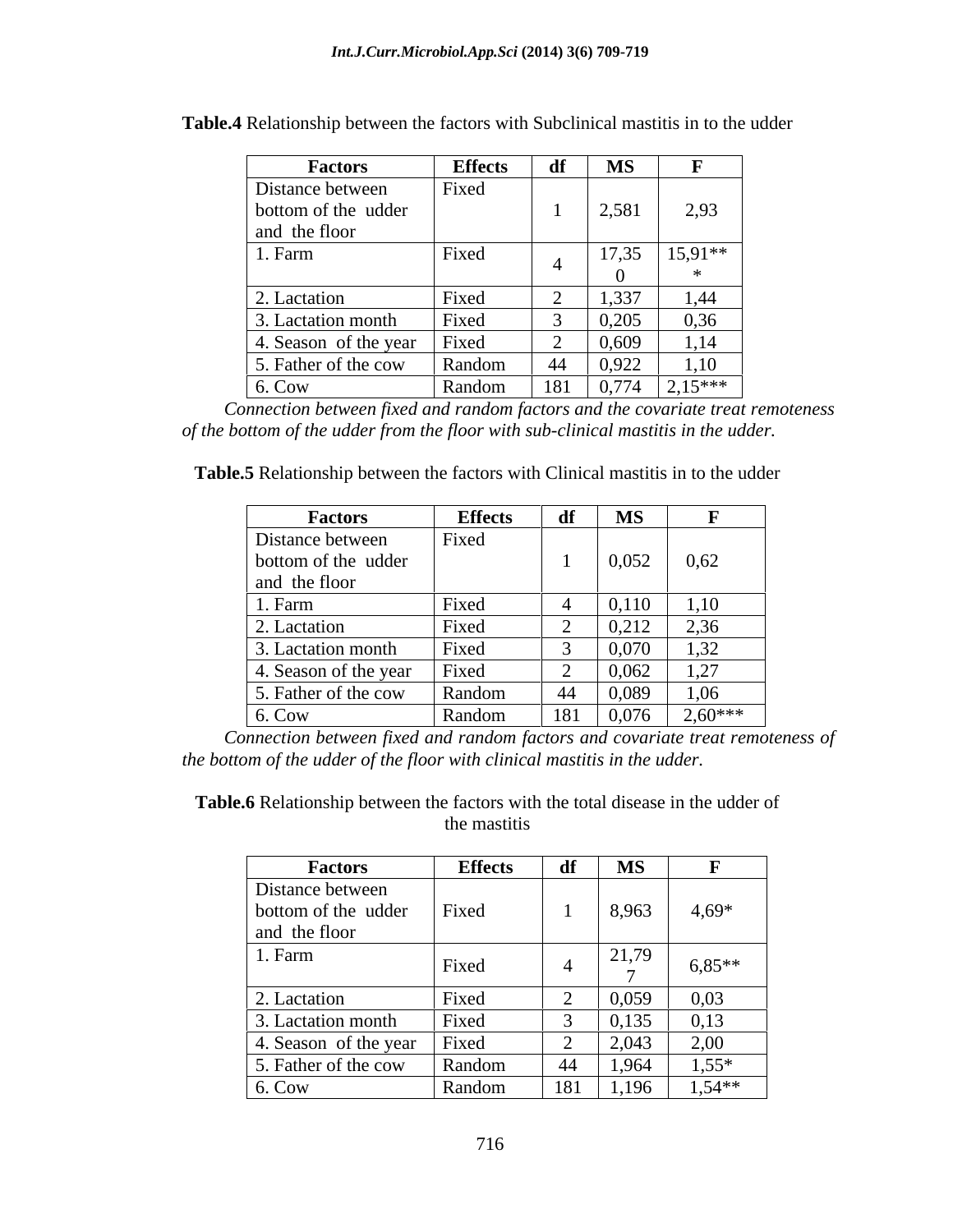**Table.4** Relationship between the factors with Subclinical mastitis in to the udder

| Factors | Effects | df | MS | F |
|---|---|---|---|---|
| Distance between bottom of the udder and the floor | Fixed | 1 | 2,581 | 2,93 |
| 1. Farm | Fixed | 4 | 17,350 | 15,91*** |
| 2. Lactation | Fixed | 2 | 1,337 | 1,44 |
| 3. Lactation month | Fixed | 3 | 0,205 | 0,36 |
| 4. Season of the year | Fixed | 2 | 0,609 | 1,14 |
| 5. Father of the cow | Random | 44 | 0,922 | 1,10 |
| 6. Cow | Random | 181 | 0,774 | 2,15*** |

*Connection between fixed and random factors and the covariate treat remoteness of the bottom of the udder from the floor with sub-clinical mastitis in the udder.*

**Table.5** Relationship between the factors with Clinical mastitis in to the udder

| Factors | Effects | df | MS | F |
|---|---|---|---|---|
| Distance between bottom of the udder and the floor | Fixed | 1 | 0,052 | 0,62 |
| 1. Farm | Fixed | 4 | 0,110 | 1,10 |
| 2. Lactation | Fixed | 2 | 0,212 | 2,36 |
| 3. Lactation month | Fixed | 3 | 0,070 | 1,32 |
| 4. Season of the year | Fixed | 2 | 0,062 | 1,27 |
| 5. Father of the cow | Random | 44 | 0,089 | 1,06 |
| 6. Cow | Random | 181 | 0,076 | 2,60*** |

*Connection between fixed and random factors and covariate treat remoteness of the bottom of the udder of the floor with clinical mastitis in the udder.*

**Table.6** Relationship between the factors with the total disease in the udder of the mastitis

| Factors | Effects | df | MS | F |
|---|---|---|---|---|
| Distance between bottom of the udder and the floor | Fixed | 1 | 8,963 | 4,69* |
| 1. Farm | Fixed | 4 | 21,797 | 6,85** |
| 2. Lactation | Fixed | 2 | 0,059 | 0,03 |
| 3. Lactation month | Fixed | 3 | 0,135 | 0,13 |
| 4. Season of the year | Fixed | 2 | 2,043 | 2,00 |
| 5. Father of the cow | Random | 44 | 1,964 | 1,55* |
| 6. Cow | Random | 181 | 1,196 | 1,54** |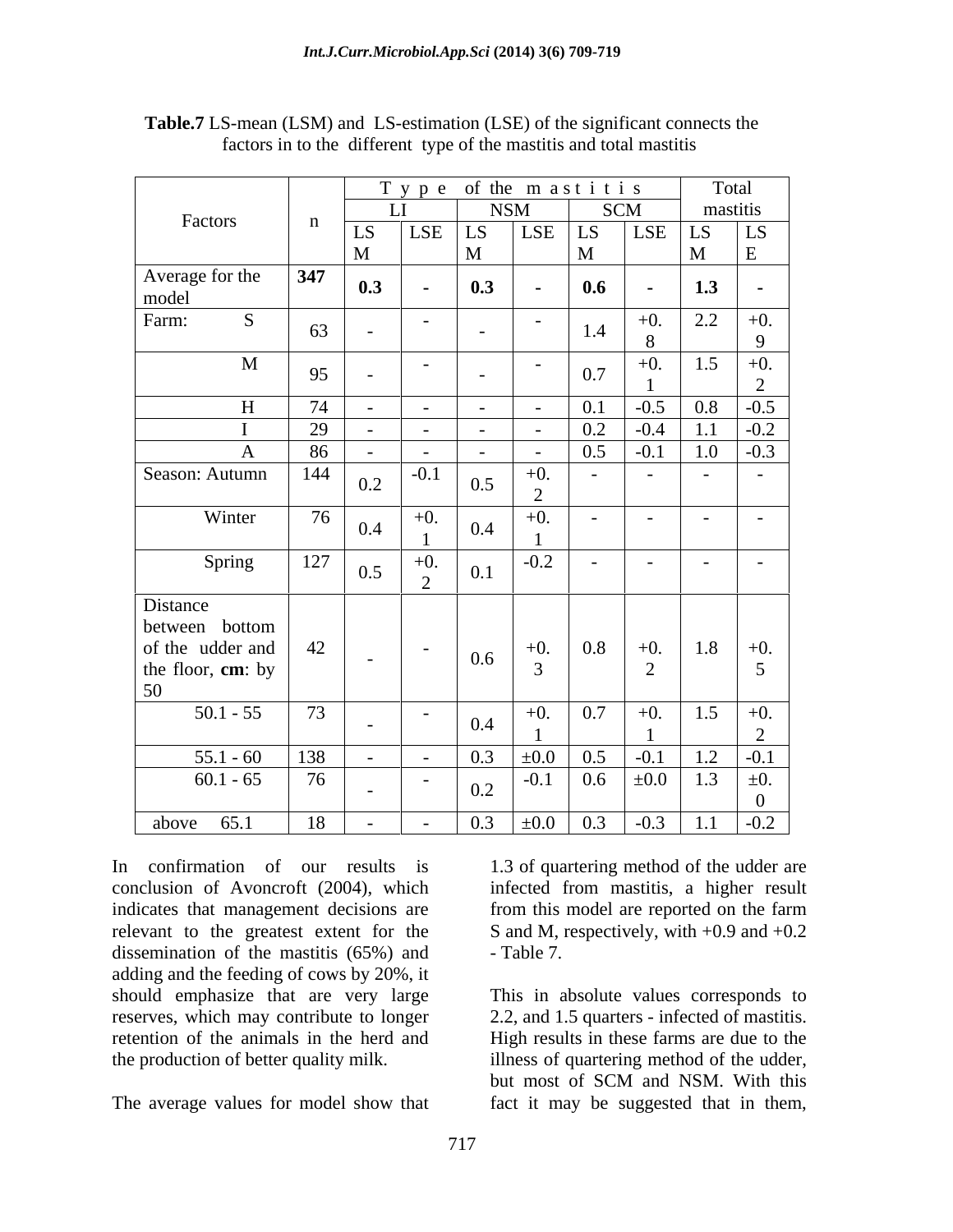**Table.7** LS-mean (LSM) and LS-estimation (LSE) of the significant connects the factors in to the different type of the mastitis and total mastitis

| Factors | n | Type of the mastitis | | | | | | Total mastitis | |
|---|---|---|---|---|---|---|---|---|---|
| | | LI | | NSM | | SCM | | | |
| | | LSM | LSE | LSM | LSE | LSM | LSE | LSM | LSE |
| Average for the model | **347** | **0.3** | **-** | **0.3** | **-** | **0.6** | **-** | **1.3** | **-** |
| Farm: S | 63 | - | - | - | - | 1.4 | +0.8 | 2.2 | +0.9 |
| M | 95 | - | - | - | - | 0.7 | +0.1 | 1.5 | +0.2 |
| H | 74 | - | - | - | - | 0.1 | -0.5 | 0.8 | -0.5 |
| I | 29 | - | - | - | - | 0.2 | -0.4 | 1.1 | -0.2 |
| A | 86 | - | - | - | - | 0.5 | -0.1 | 1.0 | -0.3 |
| Season: Autumn | 144 | 0.2 | -0.1 | 0.5 | +0.2 | - | - | - | - |
| Winter | 76 | 0.4 | +0.1 | 0.4 | +0.1 | - | - | - | - |
| Spring | 127 | 0.5 | +0.2 | 0.1 | -0.2 | - | - | - | - |
| Distance between bottom of the udder and the floor, **cm**: by 50 | 42 | - | - | 0.6 | +0.3 | 0.8 | +0.2 | 1.8 | +0.5 |
| 50.1 - 55 | 73 | - | - | 0.4 | +0.1 | 0.7 | +0.1 | 1.5 | +0.2 |
| 55.1 - 60 | 138 | - | - | 0.3 | ±0.0 | 0.5 | -0.1 | 1.2 | -0.1 |
| 60.1 - 65 | 76 | - | - | 0.2 | -0.1 | 0.6 | ±0.0 | 1.3 | ±0.0 |
| above 65.1 | 18 | - | - | 0.3 | ±0.0 | 0.3 | -0.3 | 1.1 | -0.2 |

In confirmation of our results is conclusion of Avoncroft (2004), which indicates that management decisions are relevant to the greatest extent for the dissemination of the mastitis (65%) and adding and the feeding of cows by 20%, it should emphasize that are very large reserves, which may contribute to longer retention of the animals in the herd and the production of better quality milk.

The average values for model show that 1.3 of quartering method of the udder are infected from mastitis, a higher result from this model are reported on the farm S and M, respectively, with +0.9 and +0.2 - Table 7.

This in absolute values corresponds to 2.2, and 1.5 quarters - infected of mastitis. High results in these farms are due to the illness of quartering method of the udder, but most of SCM and NSM. With this fact it may be suggested that in them,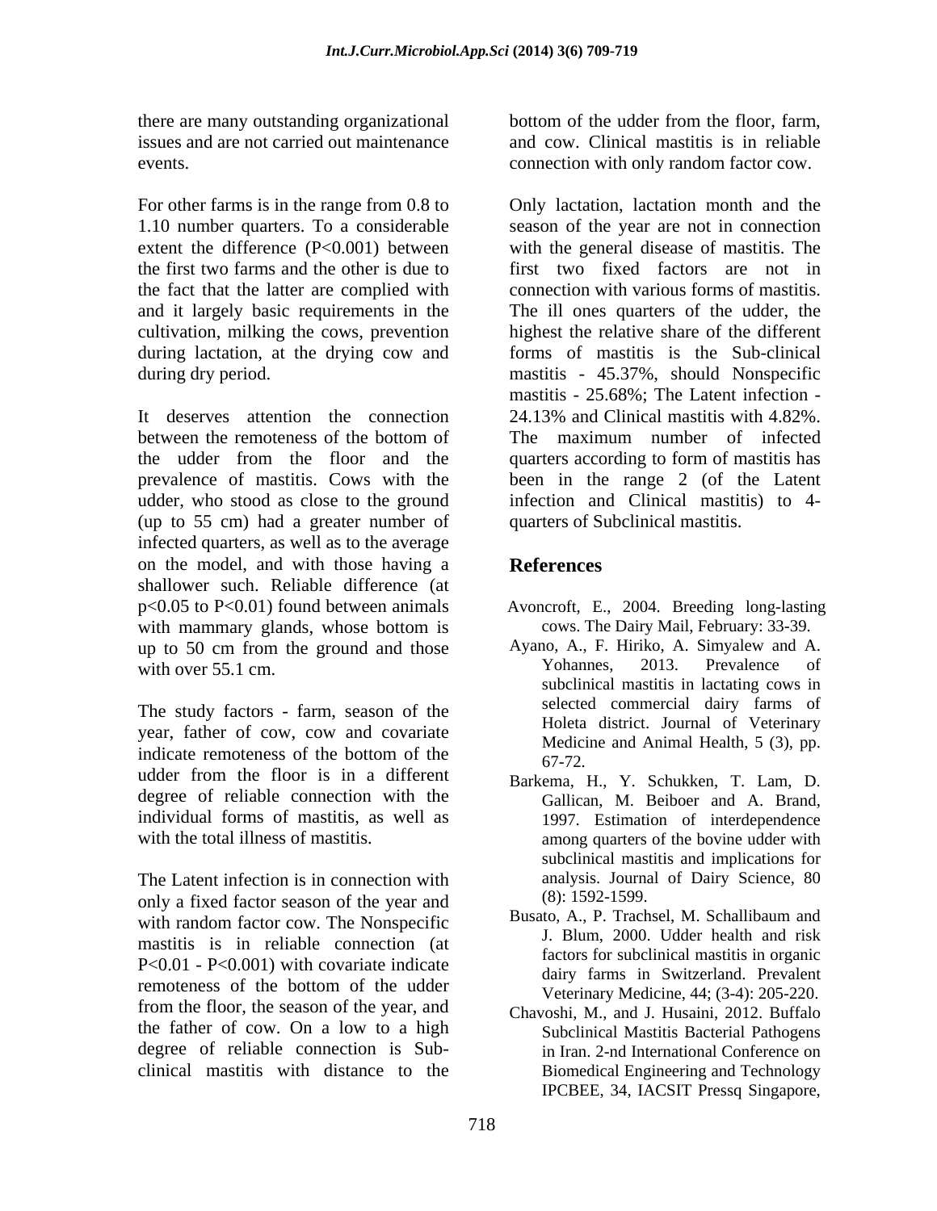there are many outstanding organizational issues and are not carried out maintenance events.

For other farms is in the range from 0.8 to 1.10 number quarters. To a considerable extent the difference ($P<0.001$) between the first two farms and the other is due to the fact that the latter are complied with and it largely basic requirements in the cultivation, milking the cows, prevention during lactation, at the drying cow and during dry period.

It deserves attention the connection between the remoteness of the bottom of the udder from the floor and the prevalence of mastitis. Cows with the udder, who stood as close to the ground (up to 55 cm) had a greater number of infected quarters, as well as to the average on the model, and with those having a shallower such. Reliable difference (at $p<0.05$ to $P<0.01$) found between animals with mammary glands, whose bottom is up to 50 cm from the ground and those with over 55.1 cm.

The study factors - farm, season of the year, father of cow, cow and covariate indicate remoteness of the bottom of the udder from the floor is in a different degree of reliable connection with the individual forms of mastitis, as well as with the total illness of mastitis.

The Latent infection is in connection with only a fixed factor season of the year and with random factor cow. The Nonspecific mastitis is in reliable connection (at $P<0.01$ - $P<0.001$) with covariate indicate remoteness of the bottom of the udder from the floor, the season of the year, and the father of cow. On a low to a high degree of reliable connection is Sub-clinical mastitis with distance to the bottom of the udder from the floor, farm, and cow. Clinical mastitis is in reliable connection with only random factor cow.

Only lactation, lactation month and the season of the year are not in connection with the general disease of mastitis. The first two fixed factors are not in connection with various forms of mastitis. The ill ones quarters of the udder, the highest the relative share of the different forms of mastitis is the Sub-clinical mastitis - 45.37%, should Nonspecific mastitis - 25.68%; The Latent infection - 24.13% and Clinical mastitis with 4.82%. The maximum number of infected quarters according to form of mastitis has been in the range 2 (of the Latent infection and Clinical mastitis) to 4-quarters of Subclinical mastitis.

## References

Avoncroft, E., 2004. Breeding long-lasting cows. The Dairy Mail, February: 33-39.

Ayano, A., F. Hiriko, A. Simyalew and A. Yohannes, 2013. Prevalence of subclinical mastitis in lactating cows in selected commercial dairy farms of Holeta district. Journal of Veterinary Medicine and Animal Health, 5 (3), pp. 67-72.

Barkema, H., Y. Schukken, T. Lam, D. Gallican, M. Beiboer and A. Brand, 1997. Estimation of interdependence among quarters of the bovine udder with subclinical mastitis and implications for analysis. Journal of Dairy Science, 80 (8): 1592-1599.

Busato, A., P. Trachsel, M. Schallibaum and J. Blum, 2000. Udder health and risk factors for subclinical mastitis in organic dairy farms in Switzerland. Prevalent Veterinary Medicine, 44; (3-4): 205-220.

Chavoshi, M., and J. Husaini, 2012. Buffalo Subclinical Mastitis Bacterial Pathogens in Iran. 2-nd International Conference on Biomedical Engineering and Technology IPCBEE, 34, IACSIT Pressq Singapore,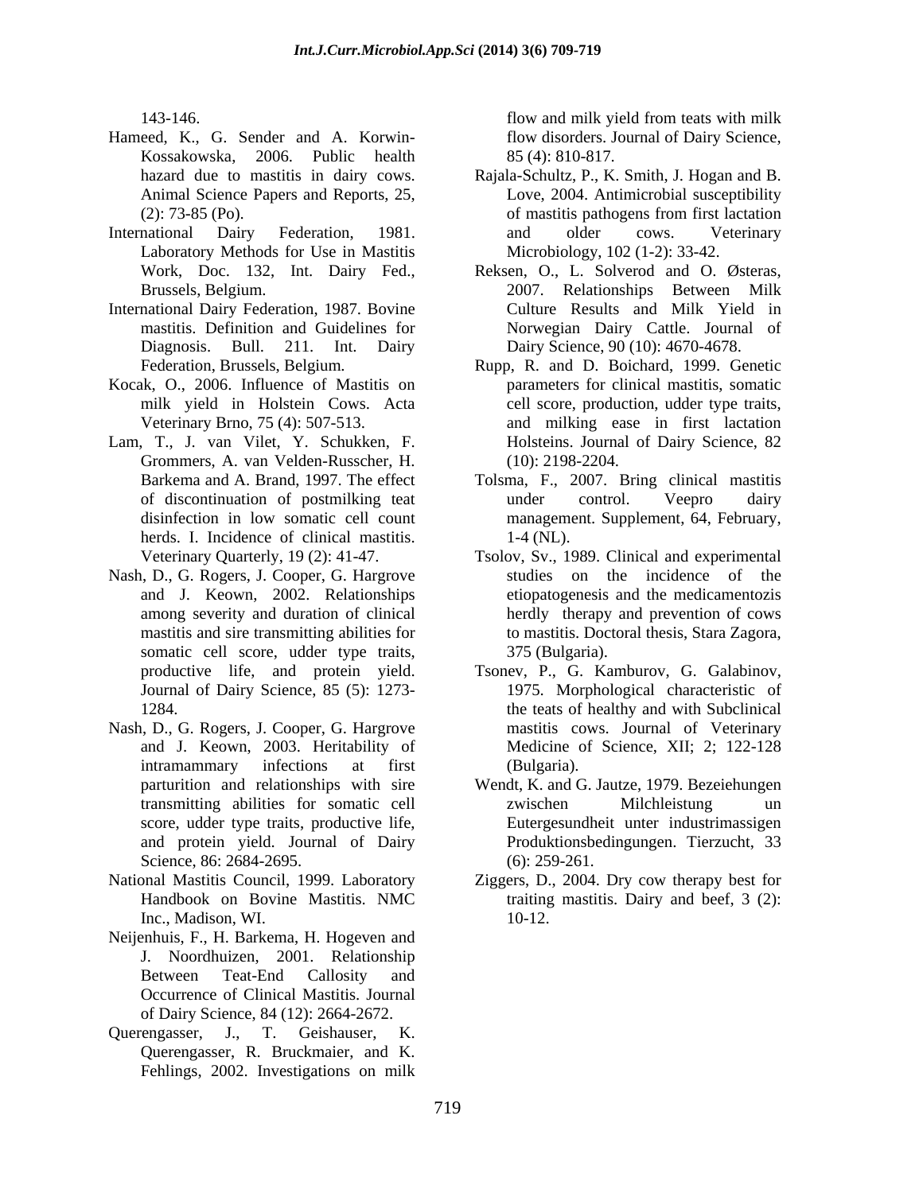143-146.

Hameed, K., G. Sender and A. Korwin-Kossakowska, 2006. Public health hazard due to mastitis in dairy cows. Animal Science Papers and Reports, 25, (2): 73-85 (Po).

International Dairy Federation, 1981. Laboratory Methods for Use in Mastitis Work, Doc. 132, Int. Dairy Fed., Brussels, Belgium.

International Dairy Federation, 1987. Bovine mastitis. Definition and Guidelines for Diagnosis. Bull. 211. Int. Dairy Federation, Brussels, Belgium.

Kocak, O., 2006. Influence of Mastitis on milk yield in Holstein Cows. Acta Veterinary Brno, 75 (4): 507-513.

Lam, T., J. van Vilet, Y. Schukken, F. Grommers, A. van Velden-Russcher, H. Barkema and A. Brand, 1997. The effect of discontinuation of postmilking teat disinfection in low somatic cell count herds. I. Incidence of clinical mastitis. Veterinary Quarterly, 19 (2): 41-47.

Nash, D., G. Rogers, J. Cooper, G. Hargrove and J. Keown, 2002. Relationships among severity and duration of clinical mastitis and sire transmitting abilities for somatic cell score, udder type traits, productive life, and protein yield. Journal of Dairy Science, 85 (5): 1273-1284.

Nash, D., G. Rogers, J. Cooper, G. Hargrove and J. Keown, 2003. Heritability of intramammary infections at first parturition and relationships with sire transmitting abilities for somatic cell score, udder type traits, productive life, and protein yield. Journal of Dairy Science, 86: 2684-2695.

National Mastitis Council, 1999. Laboratory Handbook on Bovine Mastitis. NMC Inc., Madison, WI.

Neijenhuis, F., H. Barkema, H. Hogeven and J. Noordhuizen, 2001. Relationship Between Teat-End Callosity and Occurrence of Clinical Mastitis. Journal of Dairy Science, 84 (12): 2664-2672.

Querengasser, J., T. Geishauser, K. Querengasser, R. Bruckmaier, and K. Fehlings, 2002. Investigations on milk flow and milk yield from teats with milk flow disorders. Journal of Dairy Science, 85 (4): 810-817.

Rajala-Schultz, P., K. Smith, J. Hogan and B. Love, 2004. Antimicrobial susceptibility of mastitis pathogens from first lactation and older cows. Veterinary Microbiology, 102 (1-2): 33-42.

Reksen, O., L. Solverod and O. Østeras, 2007. Relationships Between Milk Culture Results and Milk Yield in Norwegian Dairy Cattle. Journal of Dairy Science, 90 (10): 4670-4678.

Rupp, R. and D. Boichard, 1999. Genetic parameters for clinical mastitis, somatic cell score, production, udder type traits, and milking ease in first lactation Holsteins. Journal of Dairy Science, 82 (10): 2198-2204.

Tolsma, F., 2007. Bring clinical mastitis under control. Veepro dairy management. Supplement, 64, February, 1-4 (NL).

Tsolov, Sv., 1989. Clinical and experimental studies on the incidence of the etiopatogenesis and the medicamentozis herdly therapy and prevention of cows to mastitis. Doctoral thesis, Stara Zagora, 375 (Bulgaria).

Tsonev, P., G. Kamburov, G. Galabinov, 1975. Morphological characteristic of the teats of healthy and with Subclinical mastitis cows. Journal of Veterinary Medicine of Science, XII; 2; 122-128 (Bulgaria).

Wendt, K. and G. Jautze, 1979. Bezeiehungen zwischen Milchleistung un Eutergesundheit unter industrimassigen Produktionsbedingungen. Tierzucht, 33 (6): 259-261.

Ziggers, D., 2004. Dry cow therapy best for traiting mastitis. Dairy and beef, 3 (2): 10-12.